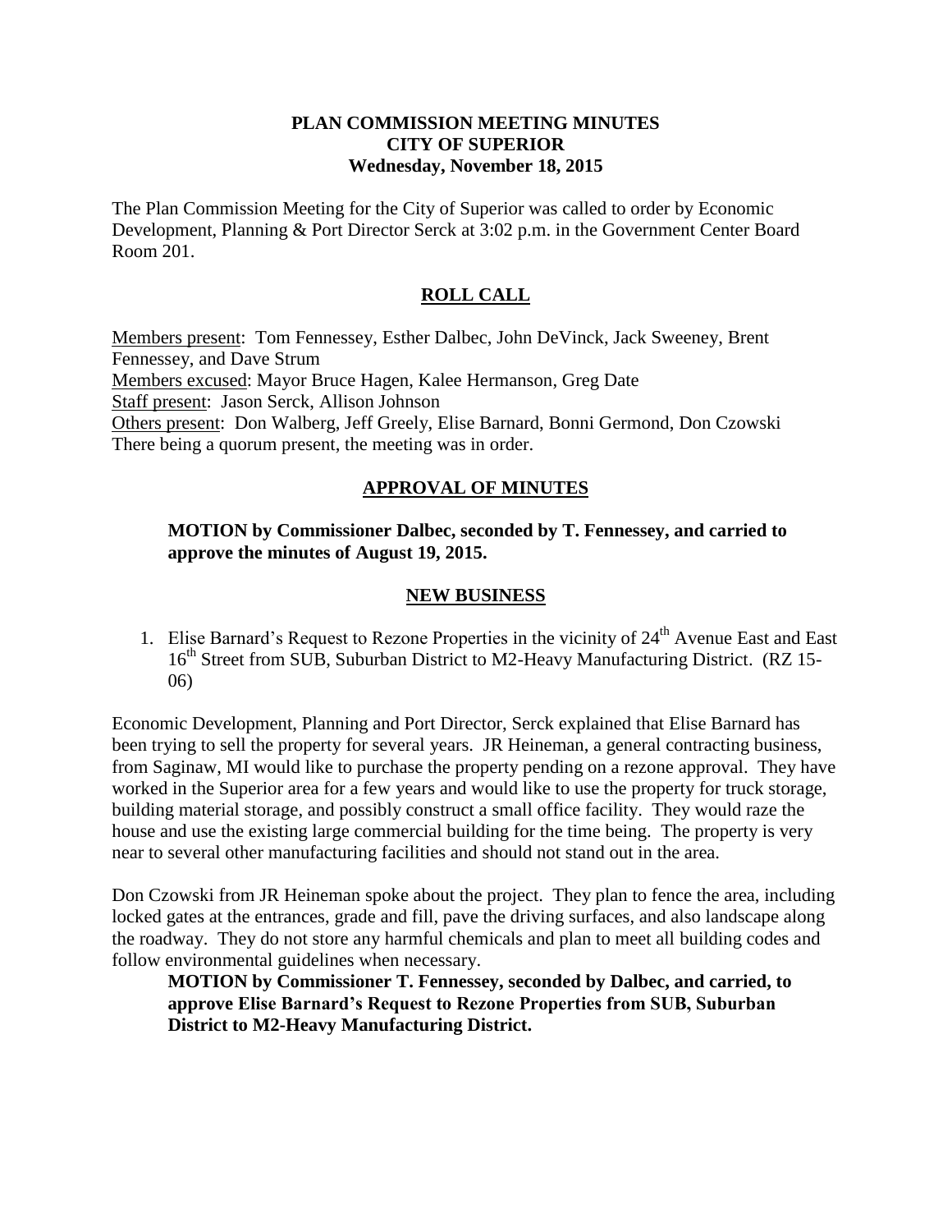**PLAN COMMISSION MEETING MINUTES**
**CITY OF SUPERIOR**
**Wednesday, November 18, 2015**

The Plan Commission Meeting for the City of Superior was called to order by Economic Development, Planning & Port Director Serck at 3:02 p.m. in the Government Center Board Room 201.

## ROLL CALL

Members present: Tom Fennessey, Esther Dalbec, John DeVinck, Jack Sweeney, Brent Fennessey, and Dave Strum
Members excused: Mayor Bruce Hagen, Kalee Hermanson, Greg Date
Staff present: Jason Serck, Allison Johnson
Others present: Don Walberg, Jeff Greely, Elise Barnard, Bonni Germond, Don Czowski
There being a quorum present, the meeting was in order.

## APPROVAL OF MINUTES

**MOTION by Commissioner Dalbec, seconded by T. Fennessey, and carried to approve the minutes of August 19, 2015.**

## NEW BUSINESS

1. Elise Barnard's Request to Rezone Properties in the vicinity of 24th Avenue East and East 16th Street from SUB, Suburban District to M2-Heavy Manufacturing District. (RZ 15-06)

Economic Development, Planning and Port Director, Serck explained that Elise Barnard has been trying to sell the property for several years. JR Heineman, a general contracting business, from Saginaw, MI would like to purchase the property pending on a rezone approval. They have worked in the Superior area for a few years and would like to use the property for truck storage, building material storage, and possibly construct a small office facility. They would raze the house and use the existing large commercial building for the time being. The property is very near to several other manufacturing facilities and should not stand out in the area.

Don Czowski from JR Heineman spoke about the project. They plan to fence the area, including locked gates at the entrances, grade and fill, pave the driving surfaces, and also landscape along the roadway. They do not store any harmful chemicals and plan to meet all building codes and follow environmental guidelines when necessary.

**MOTION by Commissioner T. Fennessey, seconded by Dalbec, and carried, to approve Elise Barnard's Request to Rezone Properties from SUB, Suburban District to M2-Heavy Manufacturing District.**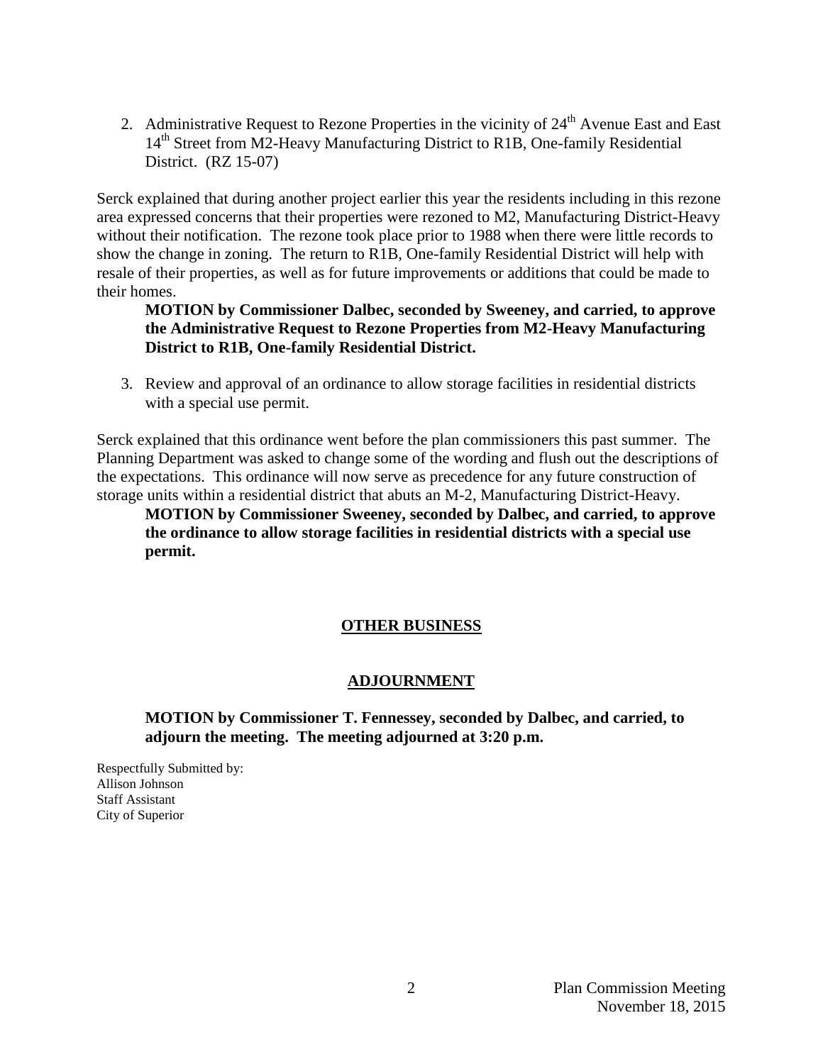2. Administrative Request to Rezone Properties in the vicinity of 24th Avenue East and East 14th Street from M2-Heavy Manufacturing District to R1B, One-family Residential District. (RZ 15-07)

Serck explained that during another project earlier this year the residents including in this rezone area expressed concerns that their properties were rezoned to M2, Manufacturing District-Heavy without their notification. The rezone took place prior to 1988 when there were little records to show the change in zoning. The return to R1B, One-family Residential District will help with resale of their properties, as well as for future improvements or additions that could be made to their homes.

> **MOTION by Commissioner Dalbec, seconded by Sweeney, and carried, to approve the Administrative Request to Rezone Properties from M2-Heavy Manufacturing District to R1B, One-family Residential District.**

3. Review and approval of an ordinance to allow storage facilities in residential districts with a special use permit.

Serck explained that this ordinance went before the plan commissioners this past summer. The Planning Department was asked to change some of the wording and flush out the descriptions of the expectations. This ordinance will now serve as precedence for any future construction of storage units within a residential district that abuts an M-2, Manufacturing District-Heavy.

> **MOTION by Commissioner Sweeney, seconded by Dalbec, and carried, to approve the ordinance to allow storage facilities in residential districts with a special use permit.**

## OTHER BUSINESS

## ADJOURNMENT

> **MOTION by Commissioner T. Fennessey, seconded by Dalbec, and carried, to adjourn the meeting. The meeting adjourned at 3:20 p.m.**

Respectfully Submitted by:
Allison Johnson
Staff Assistant
City of Superior